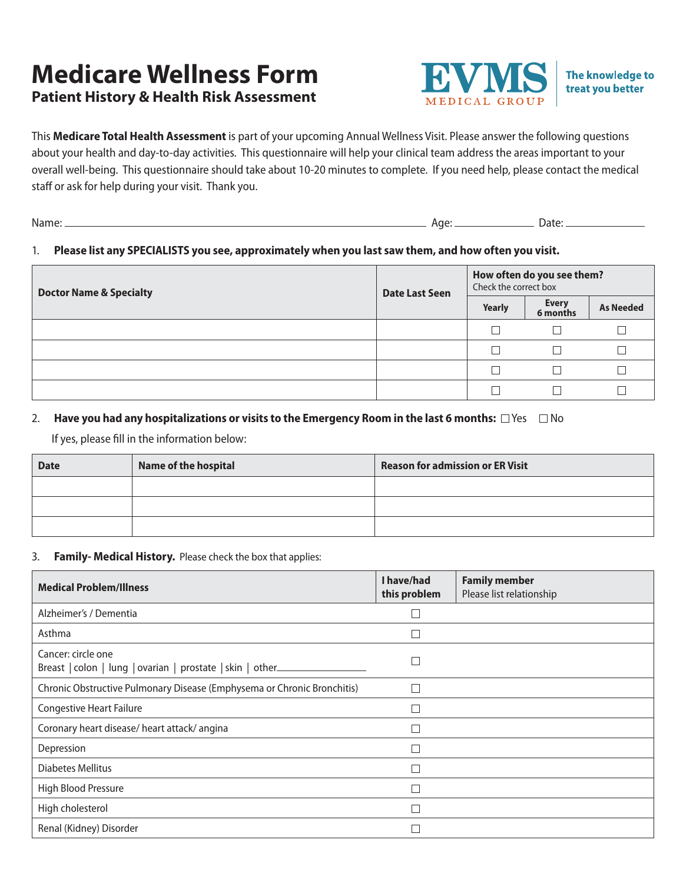# Medicare Wellness Form

## Patient History & Health Risk Assessment

EVMS MEDICAL GROUP | The knowledge to treat you better

This **Medicare Total Health Assessment** is part of your upcoming Annual Wellness Visit. Please answer the following questions about your health and day-to-day activities. This questionnaire will help your clinical team address the areas important to your overall well-being. This questionnaire should take about 10-20 minutes to complete. If you need help, please contact the medical staff or ask for help during your visit. Thank you.

Name: ______________________ Age: __________ Date: __________

1. **Please list any SPECIALISTS you see, approximately when you last saw them, and how often you visit.**

| Doctor Name & Specialty | Date Last Seen | How often do you see them? Check the correct box | | |
|---|---|---|---|---|
| | | Yearly | Every 6 months | As Needed |
| | | ☐ | ☐ | ☐ |
| | | ☐ | ☐ | ☐ |
| | | ☐ | ☐ | ☐ |
| | | ☐ | ☐ | ☐ |

2. **Have you had any hospitalizations or visits to the Emergency Room in the last 6 months:** ☐ Yes ☐ No

If yes, please fill in the information below:

| Date | Name of the hospital | Reason for admission or ER Visit |
|---|---|---|
| | | |
| | | |
| | | |

3. **Family- Medical History.** Please check the box that applies:

| Medical Problem/Illness | I have/had this problem | Family member Please list relationship |
|---|---|---|
| Alzheimer's / Dementia | ☐ | |
| Asthma | ☐ | |
| Cancer: circle one<br>Breast \| colon \| lung \| ovarian \| prostate \| skin \| other__________ | ☐ | |
| Chronic Obstructive Pulmonary Disease (Emphysema or Chronic Bronchitis) | ☐ | |
| Congestive Heart Failure | ☐ | |
| Coronary heart disease/ heart attack/ angina | ☐ | |
| Depression | ☐ | |
| Diabetes Mellitus | ☐ | |
| High Blood Pressure | ☐ | |
| High cholesterol | ☐ | |
| Renal (Kidney) Disorder | ☐ | |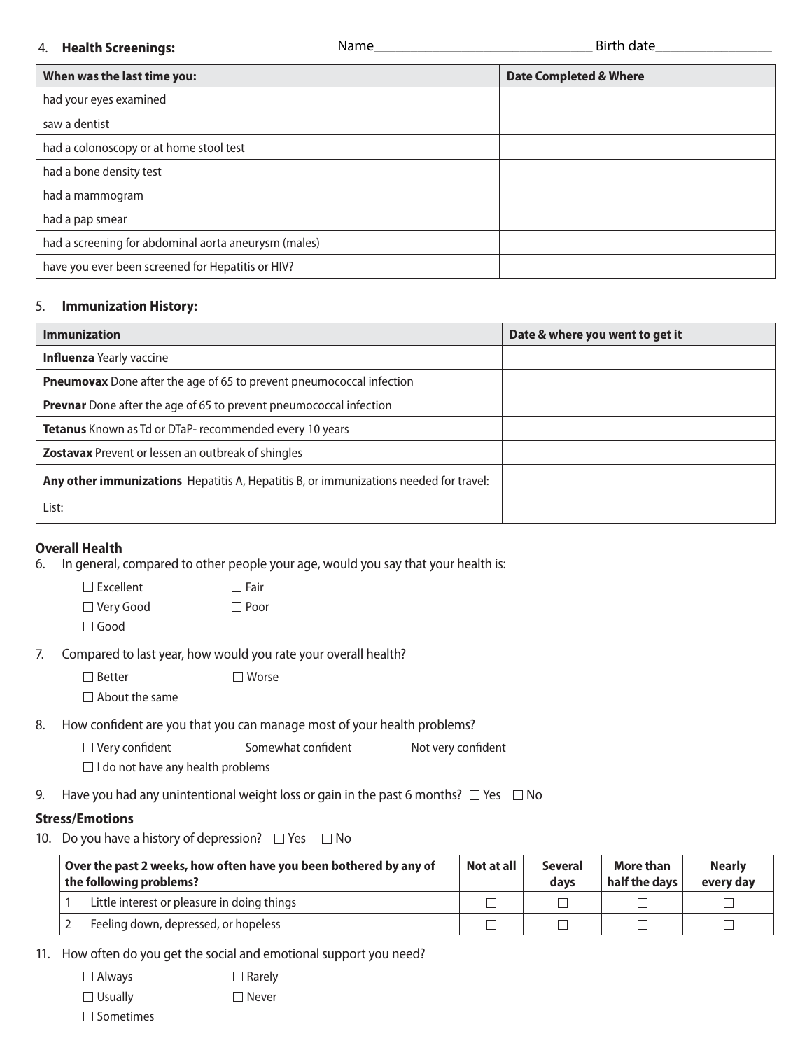4. **Health Screenings:** Name_______________________________ Birth date_________________

| When was the last time you: | Date Completed & Where |
|---|---|
| had your eyes examined | |
| saw a dentist | |
| had a colonoscopy or at home stool test | |
| had a bone density test | |
| had a mammogram | |
| had a pap smear | |
| had a screening for abdominal aorta aneurysm (males) | |
| have you ever been screened for Hepatitis or HIV? | |

5. **Immunization History:**

| Immunization | Date & where you went to get it |
|---|---|
| **Influenza** Yearly vaccine | |
| **Pneumovax** Done after the age of 65 to prevent pneumococcal infection | |
| **Prevnar** Done after the age of 65 to prevent pneumococcal infection | |
| **Tetanus** Known as Td or DTaP- recommended every 10 years | |
| **Zostavax** Prevent or lessen an outbreak of shingles | |
| **Any other immunizations** Hepatitis A, Hepatitis B, or immunizations needed for travel: List: ________________________________ | |

### Overall Health

6. In general, compared to other people your age, would you say that your health is:

☐ Excellent ☐ Fair
☐ Very Good ☐ Poor
☐ Good

7. Compared to last year, how would you rate your overall health?

☐ Better ☐ Worse
☐ About the same

8. How confident are you that you can manage most of your health problems?

☐ Very confident ☐ Somewhat confident ☐ Not very confident
☐ I do not have any health problems

9. Have you had any unintentional weight loss or gain in the past 6 months? ☐ Yes ☐ No

### Stress/Emotions

10. Do you have a history of depression? ☐ Yes ☐ No

| | Over the past 2 weeks, how often have you been bothered by any of the following problems? | Not at all | Several days | More than half the days | Nearly every day |
|---|---|---|---|---|---|
| 1 | Little interest or pleasure in doing things | ☐ | ☐ | ☐ | ☐ |
| 2 | Feeling down, depressed, or hopeless | ☐ | ☐ | ☐ | ☐ |

11. How often do you get the social and emotional support you need?

☐ Always ☐ Rarely
☐ Usually ☐ Never
☐ Sometimes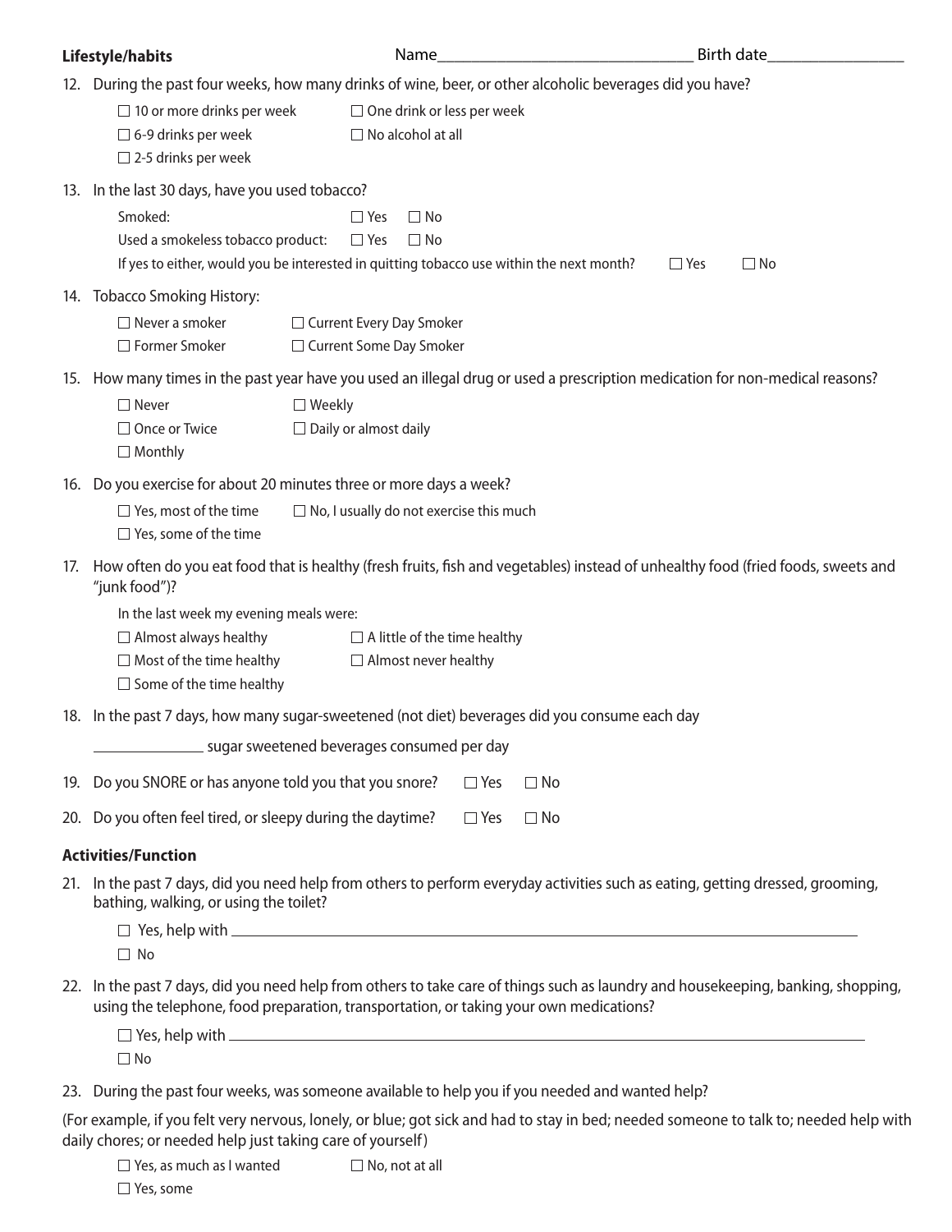**Lifestyle/habits** Name______________________________ Birth date________________

12. During the past four weeks, how many drinks of wine, beer, or other alcoholic beverages did you have?

    ☐ 10 or more drinks per week ☐ One drink or less per week
    ☐ 6-9 drinks per week ☐ No alcohol at all
    ☐ 2-5 drinks per week

13. In the last 30 days, have you used tobacco?

    Smoked: ☐ Yes ☐ No
    Used a smokeless tobacco product: ☐ Yes ☐ No
    If yes to either, would you be interested in quitting tobacco use within the next month? ☐ Yes ☐ No

14. Tobacco Smoking History:

    ☐ Never a smoker ☐ Current Every Day Smoker
    ☐ Former Smoker ☐ Current Some Day Smoker

15. How many times in the past year have you used an illegal drug or used a prescription medication for non-medical reasons?

    ☐ Never ☐ Weekly
    ☐ Once or Twice ☐ Daily or almost daily
    ☐ Monthly

16. Do you exercise for about 20 minutes three or more days a week?

    ☐ Yes, most of the time ☐ No, I usually do not exercise this much
    ☐ Yes, some of the time

17. How often do you eat food that is healthy (fresh fruits, fish and vegetables) instead of unhealthy food (fried foods, sweets and "junk food")?

    In the last week my evening meals were:
    ☐ Almost always healthy ☐ A little of the time healthy
    ☐ Most of the time healthy ☐ Almost never healthy
    ☐ Some of the time healthy

18. In the past 7 days, how many sugar-sweetened (not diet) beverages did you consume each day

    ______________ sugar sweetened beverages consumed per day

19. Do you SNORE or has anyone told you that you snore? ☐ Yes ☐ No

20. Do you often feel tired, or sleepy during the daytime? ☐ Yes ☐ No

**Activities/Function**

21. In the past 7 days, did you need help from others to perform everyday activities such as eating, getting dressed, grooming, bathing, walking, or using the toilet?

    ☐ Yes, help with ________________________________________________________________
    ☐ No

22. In the past 7 days, did you need help from others to take care of things such as laundry and housekeeping, banking, shopping, using the telephone, food preparation, transportation, or taking your own medications?

    ☐ Yes, help with ________________________________________________________________
    ☐ No

23. During the past four weeks, was someone available to help you if you needed and wanted help?

(For example, if you felt very nervous, lonely, or blue; got sick and had to stay in bed; needed someone to talk to; needed help with daily chores; or needed help just taking care of yourself)

    ☐ Yes, as much as I wanted ☐ No, not at all
    ☐ Yes, some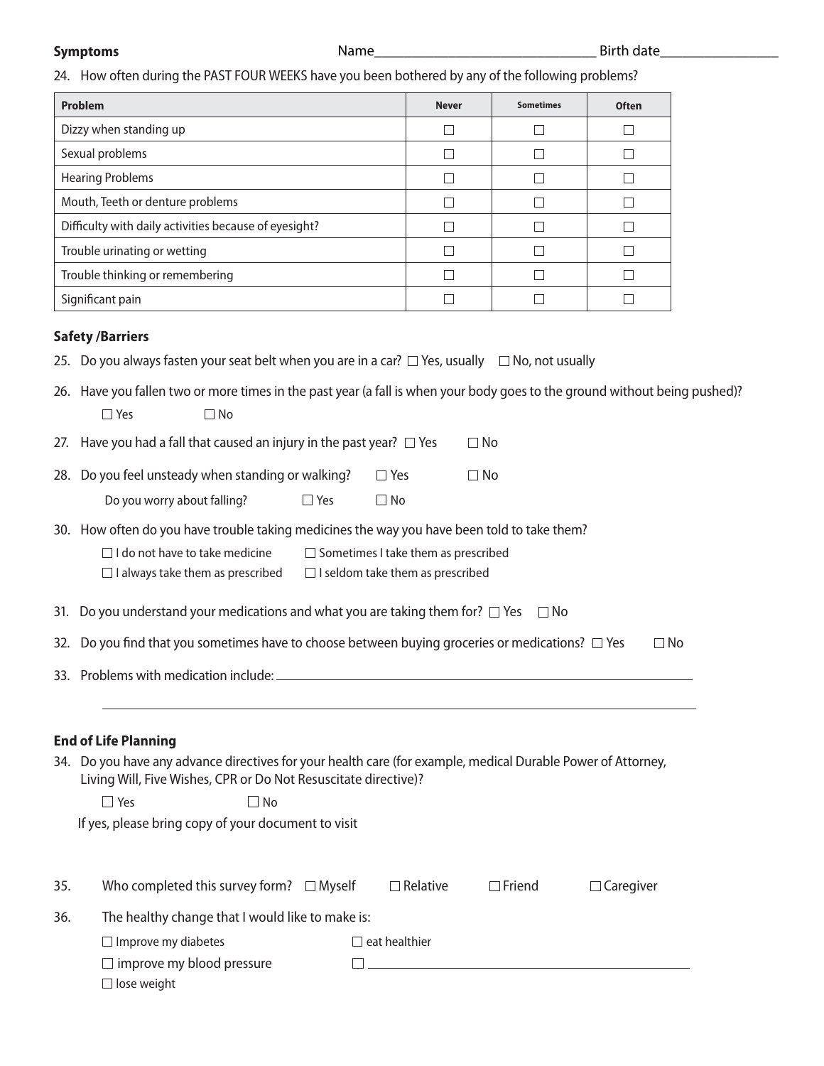**Symptoms** Name_______________________________ Birth date_________________

24. How often during the PAST FOUR WEEKS have you been bothered by any of the following problems?

| Problem | Never | Sometimes | Often |
|---|---|---|---|
| Dizzy when standing up | ☐ | ☐ | ☐ |
| Sexual problems | ☐ | ☐ | ☐ |
| Hearing Problems | ☐ | ☐ | ☐ |
| Mouth, Teeth or denture problems | ☐ | ☐ | ☐ |
| Difficulty with daily activities because of eyesight? | ☐ | ☐ | ☐ |
| Trouble urinating or wetting | ☐ | ☐ | ☐ |
| Trouble thinking or remembering | ☐ | ☐ | ☐ |
| Significant pain | ☐ | ☐ | ☐ |

**Safety /Barriers**

25. Do you always fasten your seat belt when you are in a car? ☐ Yes, usually ☐ No, not usually

26. Have you fallen two or more times in the past year (a fall is when your body goes to the ground without being pushed)?
    ☐ Yes ☐ No

27. Have you had a fall that caused an injury in the past year? ☐ Yes ☐ No

28. Do you feel unsteady when standing or walking? ☐ Yes ☐ No
    Do you worry about falling? ☐ Yes ☐ No

30. How often do you have trouble taking medicines the way you have been told to take them?
    ☐ I do not have to take medicine ☐ Sometimes I take them as prescribed
    ☐ I always take them as prescribed ☐ I seldom take them as prescribed

31. Do you understand your medications and what you are taking them for? ☐ Yes ☐ No

32. Do you find that you sometimes have to choose between buying groceries or medications? ☐ Yes ☐ No

33. Problems with medication include: ______________________________________________
    ______________________________________________

**End of Life Planning**

34. Do you have any advance directives for your health care (for example, medical Durable Power of Attorney, Living Will, Five Wishes, CPR or Do Not Resuscitate directive)?
    ☐ Yes ☐ No
    If yes, please bring copy of your document to visit

35. Who completed this survey form? ☐ Myself ☐ Relative ☐ Friend ☐ Caregiver

36. The healthy change that I would like to make is:
    ☐ Improve my diabetes ☐ eat healthier
    ☐ improve my blood pressure ☐ ______________________________
    ☐ lose weight